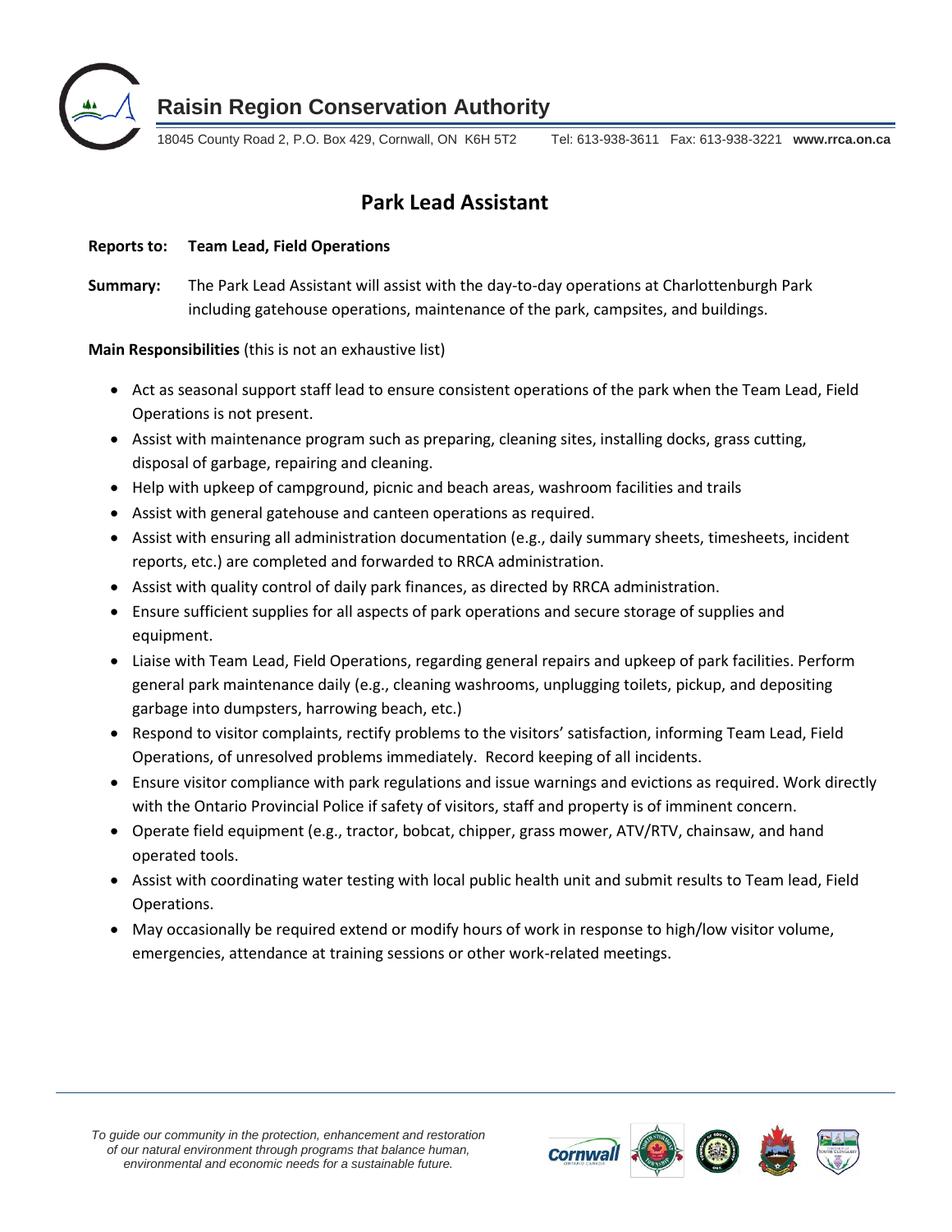**Raisin Region Conservation Authority**

18045 County Road 2, P.O. Box 429, Cornwall, ON K6H 5T2 Tel: 613-938-3611 Fax: 613-938-3221 **www.rrca.on.ca**

# Park Lead Assistant

**Reports to: Team Lead, Field Operations**

**Summary:** The Park Lead Assistant will assist with the day-to-day operations at Charlottenburgh Park including gatehouse operations, maintenance of the park, campsites, and buildings.

**Main Responsibilities** (this is not an exhaustive list)

- Act as seasonal support staff lead to ensure consistent operations of the park when the Team Lead, Field Operations is not present.
- Assist with maintenance program such as preparing, cleaning sites, installing docks, grass cutting, disposal of garbage, repairing and cleaning.
- Help with upkeep of campground, picnic and beach areas, washroom facilities and trails
- Assist with general gatehouse and canteen operations as required.
- Assist with ensuring all administration documentation (e.g., daily summary sheets, timesheets, incident reports, etc.) are completed and forwarded to RRCA administration.
- Assist with quality control of daily park finances, as directed by RRCA administration.
- Ensure sufficient supplies for all aspects of park operations and secure storage of supplies and equipment.
- Liaise with Team Lead, Field Operations, regarding general repairs and upkeep of park facilities. Perform general park maintenance daily (e.g., cleaning washrooms, unplugging toilets, pickup, and depositing garbage into dumpsters, harrowing beach, etc.)
- Respond to visitor complaints, rectify problems to the visitors' satisfaction, informing Team Lead, Field Operations, of unresolved problems immediately. Record keeping of all incidents.
- Ensure visitor compliance with park regulations and issue warnings and evictions as required. Work directly with the Ontario Provincial Police if safety of visitors, staff and property is of imminent concern.
- Operate field equipment (e.g., tractor, bobcat, chipper, grass mower, ATV/RTV, chainsaw, and hand operated tools.
- Assist with coordinating water testing with local public health unit and submit results to Team lead, Field Operations.
- May occasionally be required extend or modify hours of work in response to high/low visitor volume, emergencies, attendance at training sessions or other work-related meetings.

*To guide our community in the protection, enhancement and restoration of our natural environment through programs that balance human, environmental and economic needs for a sustainable future.*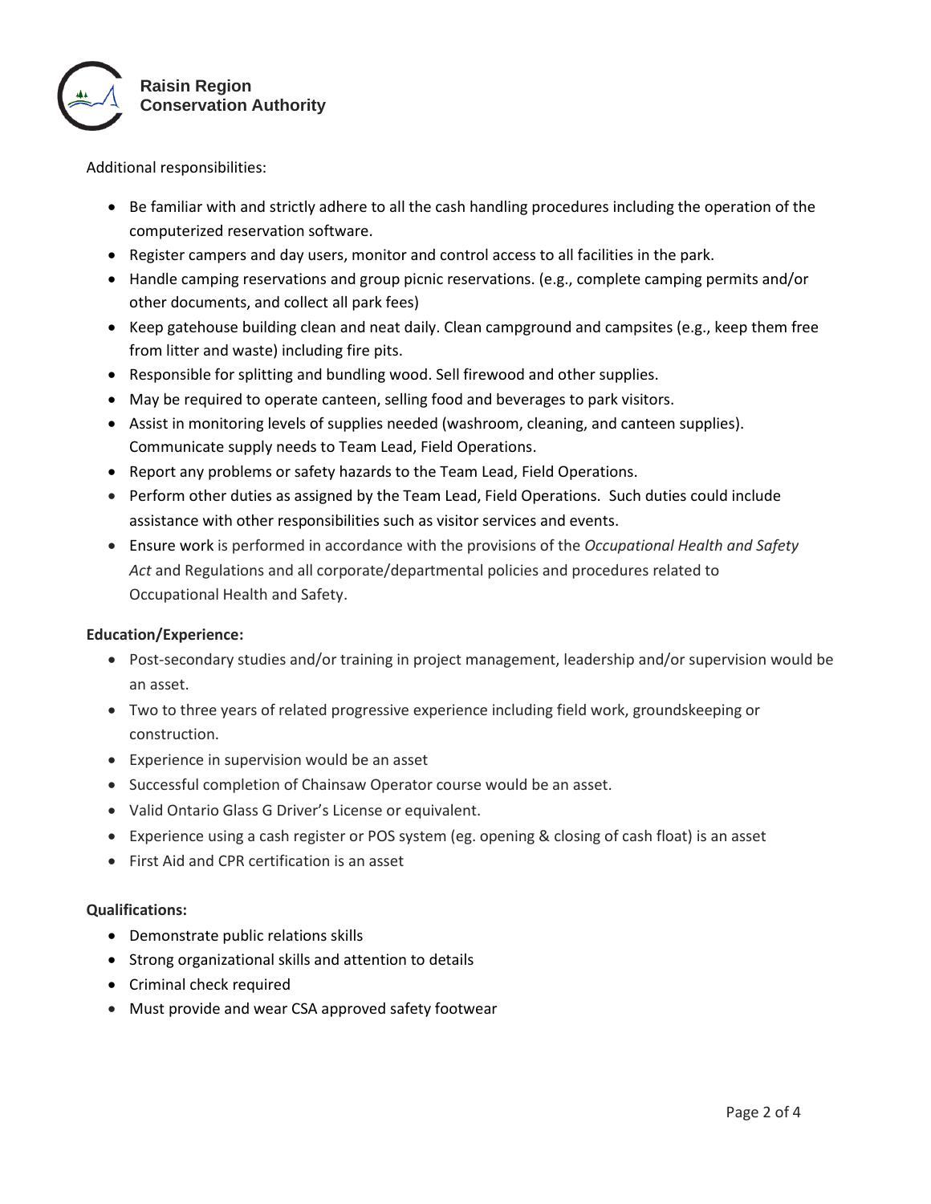Additional responsibilities:

- Be familiar with and strictly adhere to all the cash handling procedures including the operation of the computerized reservation software.
- Register campers and day users, monitor and control access to all facilities in the park.
- Handle camping reservations and group picnic reservations. (e.g., complete camping permits and/or other documents, and collect all park fees)
- Keep gatehouse building clean and neat daily. Clean campground and campsites (e.g., keep them free from litter and waste) including fire pits.
- Responsible for splitting and bundling wood. Sell firewood and other supplies.
- May be required to operate canteen, selling food and beverages to park visitors.
- Assist in monitoring levels of supplies needed (washroom, cleaning, and canteen supplies). Communicate supply needs to Team Lead, Field Operations.
- Report any problems or safety hazards to the Team Lead, Field Operations.
- Perform other duties as assigned by the Team Lead, Field Operations. Such duties could include assistance with other responsibilities such as visitor services and events.
- Ensure work is performed in accordance with the provisions of the *Occupational Health and Safety Act* and Regulations and all corporate/departmental policies and procedures related to Occupational Health and Safety.

**Education/Experience:**

- Post-secondary studies and/or training in project management, leadership and/or supervision would be an asset.
- Two to three years of related progressive experience including field work, groundskeeping or construction.
- Experience in supervision would be an asset
- Successful completion of Chainsaw Operator course would be an asset.
- Valid Ontario Glass G Driver's License or equivalent.
- Experience using a cash register or POS system (eg. opening & closing of cash float) is an asset
- First Aid and CPR certification is an asset

**Qualifications:**

- Demonstrate public relations skills
- Strong organizational skills and attention to details
- Criminal check required
- Must provide and wear CSA approved safety footwear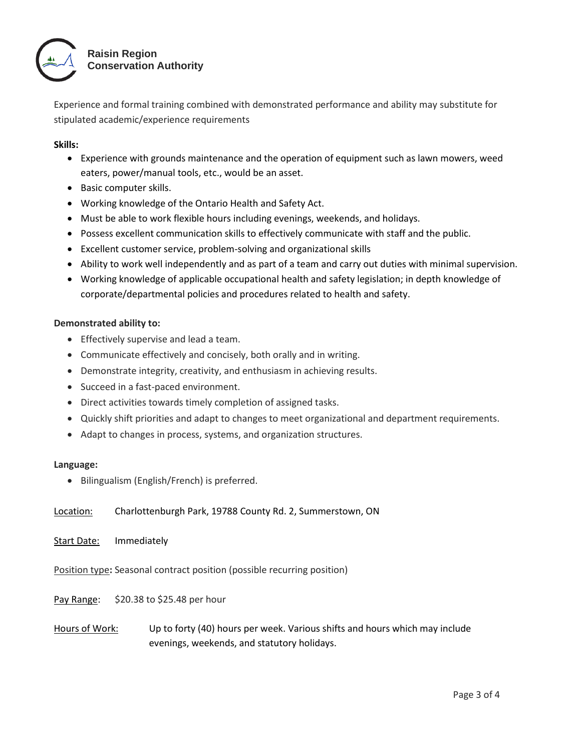Experience and formal training combined with demonstrated performance and ability may substitute for stipulated academic/experience requirements

**Skills:**

- Experience with grounds maintenance and the operation of equipment such as lawn mowers, weed eaters, power/manual tools, etc., would be an asset.
- Basic computer skills.
- Working knowledge of the Ontario Health and Safety Act.
- Must be able to work flexible hours including evenings, weekends, and holidays.
- Possess excellent communication skills to effectively communicate with staff and the public.
- Excellent customer service, problem-solving and organizational skills
- Ability to work well independently and as part of a team and carry out duties with minimal supervision.
- Working knowledge of applicable occupational health and safety legislation; in depth knowledge of corporate/departmental policies and procedures related to health and safety.

**Demonstrated ability to:**

- Effectively supervise and lead a team.
- Communicate effectively and concisely, both orally and in writing.
- Demonstrate integrity, creativity, and enthusiasm in achieving results.
- Succeed in a fast-paced environment.
- Direct activities towards timely completion of assigned tasks.
- Quickly shift priorities and adapt to changes to meet organizational and department requirements.
- Adapt to changes in process, systems, and organization structures.

**Language:**

- Bilingualism (English/French) is preferred.

Location: Charlottenburgh Park, 19788 County Rd. 2, Summerstown, ON

Start Date: Immediately

Position type**:** Seasonal contract position (possible recurring position)

Pay Range: $20.38 to $25.48 per hour

Hours of Work: Up to forty (40) hours per week. Various shifts and hours which may include evenings, weekends, and statutory holidays.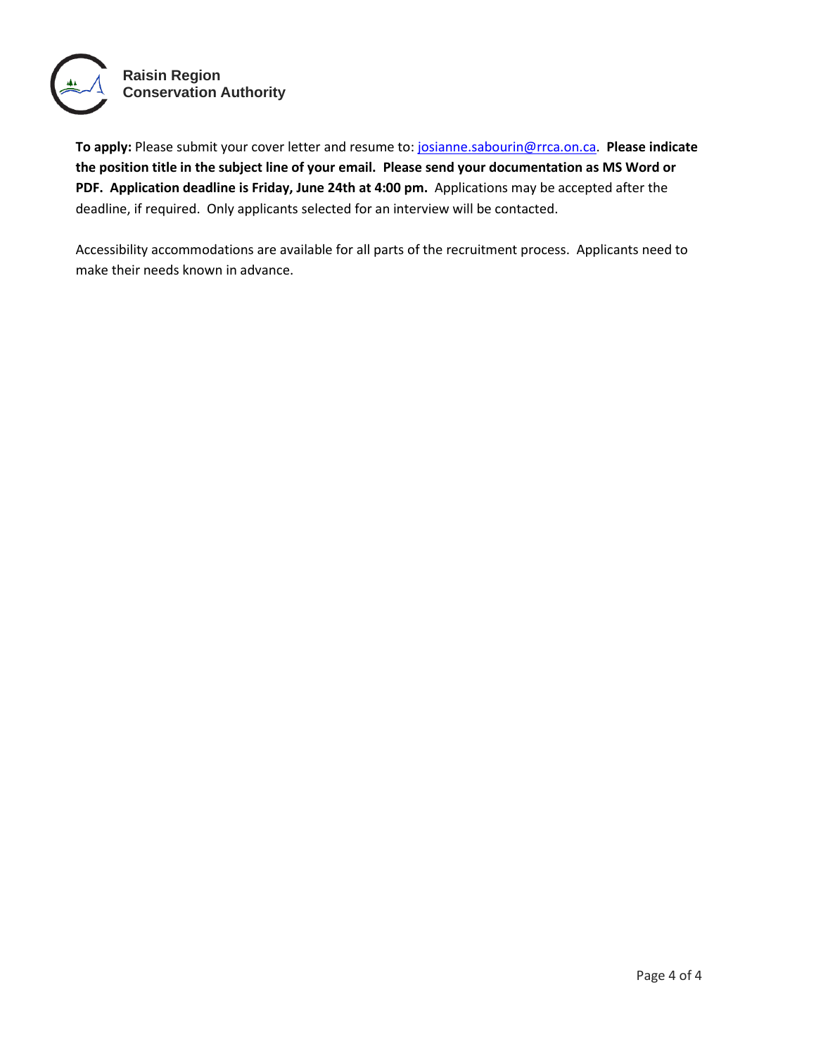**To apply:** Please submit your cover letter and resume to: josianne.sabourin@rrca.on.ca. **Please indicate the position title in the subject line of your email. Please send your documentation as MS Word or PDF. Application deadline is Friday, June 24th at 4:00 pm.** Applications may be accepted after the deadline, if required. Only applicants selected for an interview will be contacted.

Accessibility accommodations are available for all parts of the recruitment process. Applicants need to make their needs known in advance.